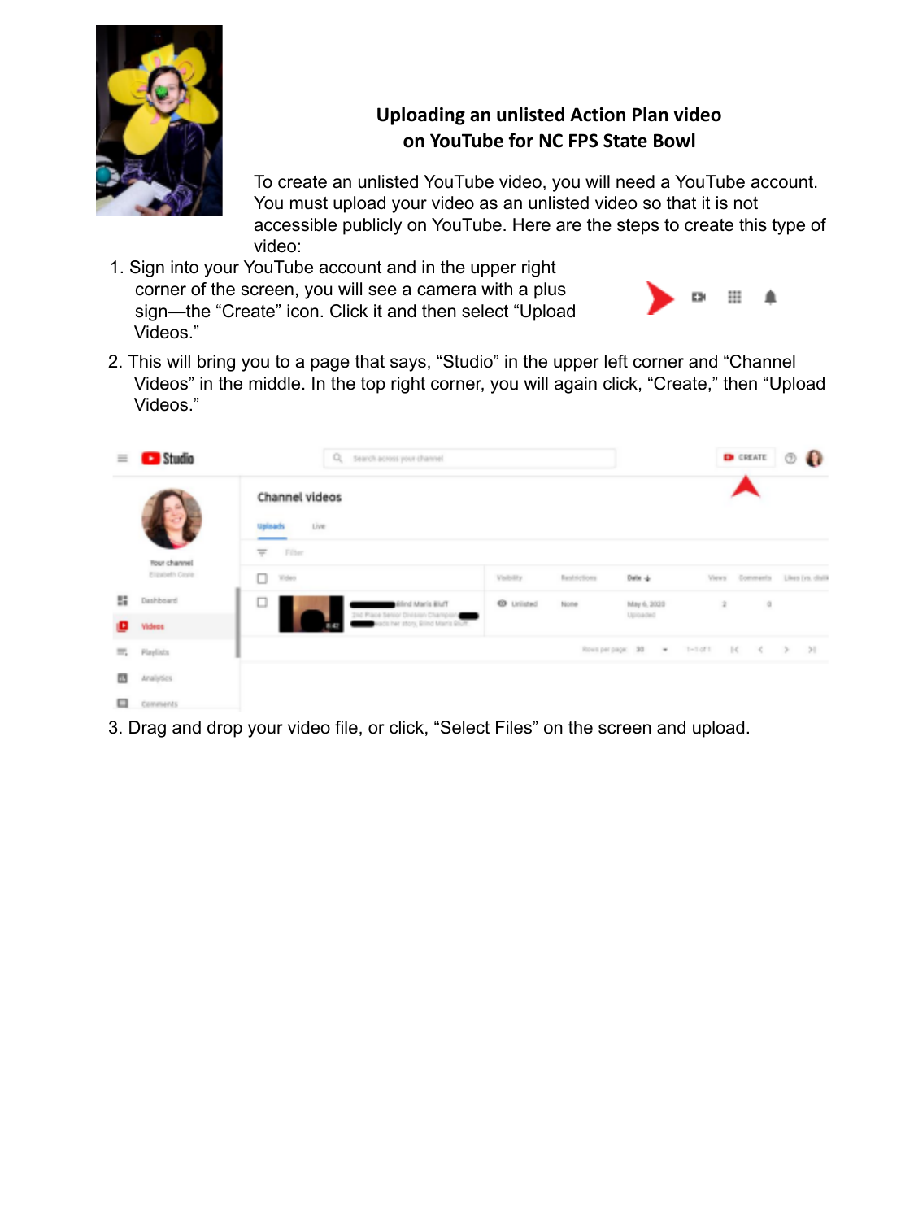## Uploading an unlisted Action Plan video on YouTube for NC FPS State Bowl

To create an unlisted YouTube video, you will need a YouTube account. You must upload your video as an unlisted video so that it is not accessible publicly on YouTube. Here are the steps to create this type of video:

1. Sign into your YouTube account and in the upper right corner of the screen, you will see a camera with a plus sign—the "Create" icon. Click it and then select "Upload Videos."
2. This will bring you to a page that says, "Studio" in the upper left corner and "Channel Videos" in the middle. In the top right corner, you will again click, "Create," then "Upload Videos."
3. Drag and drop your video file, or click, "Select Files" on the screen and upload.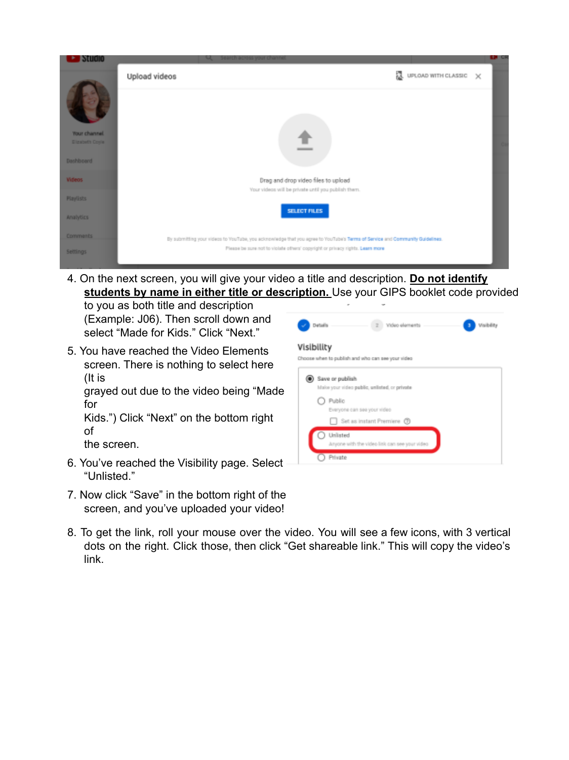4. On the next screen, you will give your video a title and description. **Do not identify students by name in either title or description.** Use your GIPS booklet code provided to you as both title and description (Example: J06). Then scroll down and select "Made for Kids." Click "Next."

5. You have reached the Video Elements screen. There is nothing to select here (It is grayed out due to the video being "Made for Kids.") Click "Next" on the bottom right of the screen.

6. You've reached the Visibility page. Select "Unlisted."

7. Now click "Save" in the bottom right of the screen, and you've uploaded your video!

8. To get the link, roll your mouse over the video. You will see a few icons, with 3 vertical dots on the right. Click those, then click "Get shareable link." This will copy the video's link.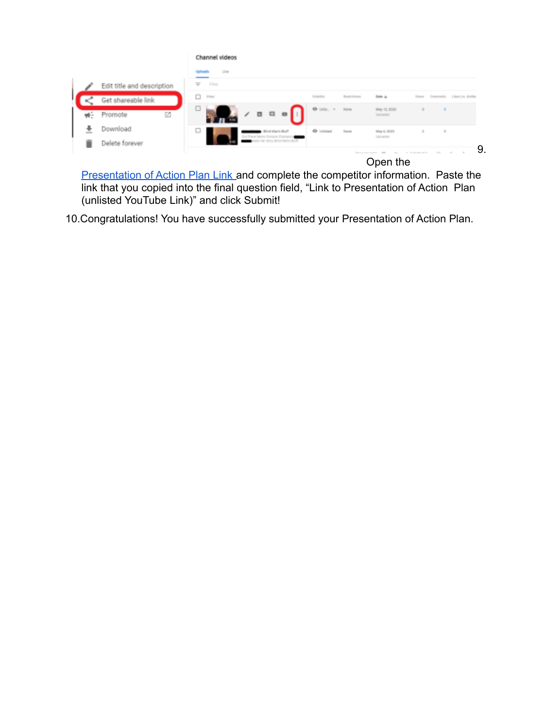9. Open the [Presentation of Action Plan Link](#) and complete the competitor information. Paste the link that you copied into the final question field, "Link to Presentation of Action Plan (unlisted YouTube Link)" and click Submit!
10. Congratulations! You have successfully submitted your Presentation of Action Plan.